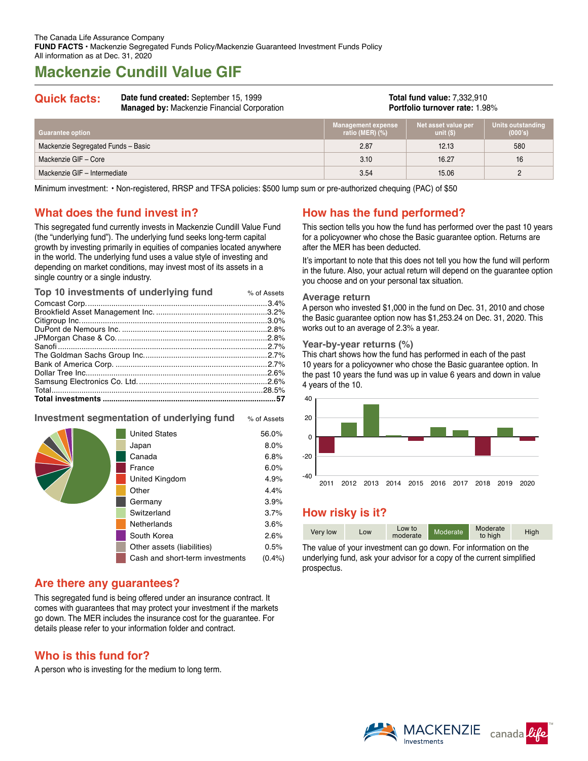The Canada Life Assurance Company
**FUND FACTS** • Mackenzie Segregated Funds Policy/Mackenzie Guaranteed Investment Funds Policy
All information as at Dec. 31, 2020

# Mackenzie Cundill Value GIF

## Quick facts:

**Date fund created:** September 15, 1999
**Managed by:** Mackenzie Financial Corporation

**Total fund value:** 7,332,910
**Portfolio turnover rate:** 1.98%

| Guarantee option | Management expense ratio (MER) (%) | Net asset value per unit ($) | Units outstanding (000's) |
|---|---|---|---|
| Mackenzie Segregated Funds – Basic | 2.87 | 12.13 | 580 |
| Mackenzie GIF – Core | 3.10 | 16.27 | 16 |
| Mackenzie GIF – Intermediate | 3.54 | 15.06 | 2 |

Minimum investment: • Non-registered, RRSP and TFSA policies: $500 lump sum or pre-authorized chequing (PAC) of $50

## What does the fund invest in?

This segregated fund currently invests in Mackenzie Cundill Value Fund (the "underlying fund"). The underlying fund seeks long-term capital growth by investing primarily in equities of companies located anywhere in the world. The underlying fund uses a value style of investing and depending on market conditions, may invest most of its assets in a single country or a single industry.

### Top 10 investments of underlying fund

| | % of Assets |
|---|---|
| Comcast Corp. | 3.4% |
| Brookfield Asset Management Inc. | 3.2% |
| Citigroup Inc. | 3.0% |
| DuPont de Nemours Inc. | 2.8% |
| JPMorgan Chase & Co. | 2.8% |
| Sanofi | 2.7% |
| The Goldman Sachs Group Inc. | 2.7% |
| Bank of America Corp. | 2.7% |
| Dollar Tree Inc. | 2.6% |
| Samsung Electronics Co. Ltd. | 2.6% |
| Total | 28.5% |
| **Total investments** | **57** |

### Investment segmentation of underlying fund

| | % of Assets |
|---|---|
| United States | 56.0% |
| Japan | 8.0% |
| Canada | 6.8% |
| France | 6.0% |
| United Kingdom | 4.9% |
| Other | 4.4% |
| Germany | 3.9% |
| Switzerland | 3.7% |
| Netherlands | 3.6% |
| South Korea | 2.6% |
| Other assets (liabilities) | 0.5% |
| Cash and short-term investments | (0.4%) |

## Are there any guarantees?

This segregated fund is being offered under an insurance contract. It comes with guarantees that may protect your investment if the markets go down. The MER includes the insurance cost for the guarantee. For details please refer to your information folder and contract.

## Who is this fund for?

A person who is investing for the medium to long term.

## How has the fund performed?

This section tells you how the fund has performed over the past 10 years for a policyowner who chose the Basic guarantee option. Returns are after the MER has been deducted.

It's important to note that this does not tell you how the fund will perform in the future. Also, your actual return will depend on the guarantee option you choose and on your personal tax situation.

### Average return

A person who invested $1,000 in the fund on Dec. 31, 2010 and chose the Basic guarantee option now has $1,253.24 on Dec. 31, 2020. This works out to an average of 2.3% a year.

### Year-by-year returns (%)

This chart shows how the fund has performed in each of the past 10 years for a policyowner who chose the Basic guarantee option. In the past 10 years the fund was up in value 6 years and down in value 4 years of the 10.

## How risky is it?

Very low | Low | Low to moderate | **Moderate** | Moderate to high | High

The value of your investment can go down. For information on the underlying fund, ask your advisor for a copy of the current simplified prospectus.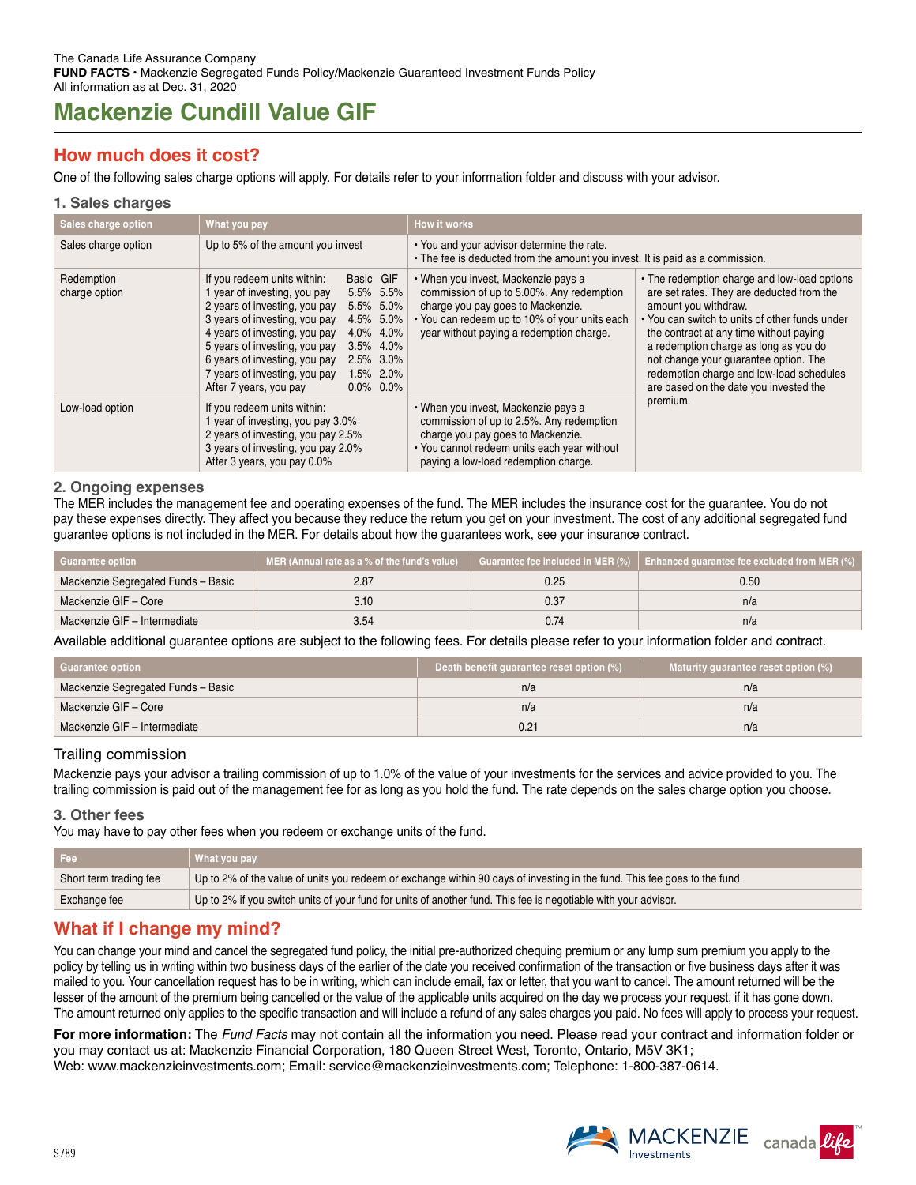The Canada Life Assurance Company
**FUND FACTS** • Mackenzie Segregated Funds Policy/Mackenzie Guaranteed Investment Funds Policy
All information as at Dec. 31, 2020

# Mackenzie Cundill Value GIF

## How much does it cost?

One of the following sales charge options will apply. For details refer to your information folder and discuss with your advisor.

### 1. Sales charges

| Sales charge option | What you pay | How it works | |
|---|---|---|---|
| Sales charge option | Up to 5% of the amount you invest | • You and your advisor determine the rate.<br>• The fee is deducted from the amount you invest. It is paid as a commission. | |
| Redemption charge option | If you redeem units within: Basic / GIF<br>1 year of investing, you pay 5.5% 5.5%<br>2 years of investing, you pay 5.5% 5.0%<br>3 years of investing, you pay 4.5% 5.0%<br>4 years of investing, you pay 4.0% 4.0%<br>5 years of investing, you pay 3.5% 4.0%<br>6 years of investing, you pay 2.5% 3.0%<br>7 years of investing, you pay 1.5% 2.0%<br>After 7 years, you pay 0.0% 0.0% | • When you invest, Mackenzie pays a commission of up to 5.00%. Any redemption charge you pay goes to Mackenzie.<br>• You can redeem up to 10% of your units each year without paying a redemption charge. | • The redemption charge and low-load options are set rates. They are deducted from the amount you withdraw.<br>• You can switch to units of other funds under the contract at any time without paying a redemption charge as long as you do not change your guarantee option. The redemption charge and low-load schedules are based on the date you invested the premium. |
| Low-load option | If you redeem units within:<br>1 year of investing, you pay 3.0%<br>2 years of investing, you pay 2.5%<br>3 years of investing, you pay 2.0%<br>After 3 years, you pay 0.0% | • When you invest, Mackenzie pays a commission of up to 2.5%. Any redemption charge you pay goes to Mackenzie.<br>• You cannot redeem units each year without paying a low-load redemption charge. | |

### 2. Ongoing expenses

The MER includes the management fee and operating expenses of the fund. The MER includes the insurance cost for the guarantee. You do not pay these expenses directly. They affect you because they reduce the return you get on your investment. The cost of any additional segregated fund guarantee options is not included in the MER. For details about how the guarantees work, see your insurance contract.

| Guarantee option | MER (Annual rate as a % of the fund's value) | Guarantee fee included in MER (%) | Enhanced guarantee fee excluded from MER (%) |
|---|---|---|---|
| Mackenzie Segregated Funds – Basic | 2.87 | 0.25 | 0.50 |
| Mackenzie GIF – Core | 3.10 | 0.37 | n/a |
| Mackenzie GIF – Intermediate | 3.54 | 0.74 | n/a |

Available additional guarantee options are subject to the following fees. For details please refer to your information folder and contract.

| Guarantee option | Death benefit guarantee reset option (%) | Maturity guarantee reset option (%) |
|---|---|---|
| Mackenzie Segregated Funds – Basic | n/a | n/a |
| Mackenzie GIF – Core | n/a | n/a |
| Mackenzie GIF – Intermediate | 0.21 | n/a |

#### Trailing commission

Mackenzie pays your advisor a trailing commission of up to 1.0% of the value of your investments for the services and advice provided to you. The trailing commission is paid out of the management fee for as long as you hold the fund. The rate depends on the sales charge option you choose.

### 3. Other fees

You may have to pay other fees when you redeem or exchange units of the fund.

| Fee | What you pay |
|---|---|
| Short term trading fee | Up to 2% of the value of units you redeem or exchange within 90 days of investing in the fund. This fee goes to the fund. |
| Exchange fee | Up to 2% if you switch units of your fund for units of another fund. This fee is negotiable with your advisor. |

## What if I change my mind?

You can change your mind and cancel the segregated fund policy, the initial pre-authorized chequing premium or any lump sum premium you apply to the policy by telling us in writing within two business days of the earlier of the date you received confirmation of the transaction or five business days after it was mailed to you. Your cancellation request has to be in writing, which can include email, fax or letter, that you want to cancel. The amount returned will be the lesser of the amount of the premium being cancelled or the value of the applicable units acquired on the day we process your request, if it has gone down. The amount returned only applies to the specific transaction and will include a refund of any sales charges you paid. No fees will apply to process your request.

**For more information:** The *Fund Facts* may not contain all the information you need. Please read your contract and information folder or you may contact us at: Mackenzie Financial Corporation, 180 Queen Street West, Toronto, Ontario, M5V 3K1;
Web: www.mackenzieinvestments.com; Email: service@mackenzieinvestments.com; Telephone: 1-800-387-0614.

S789